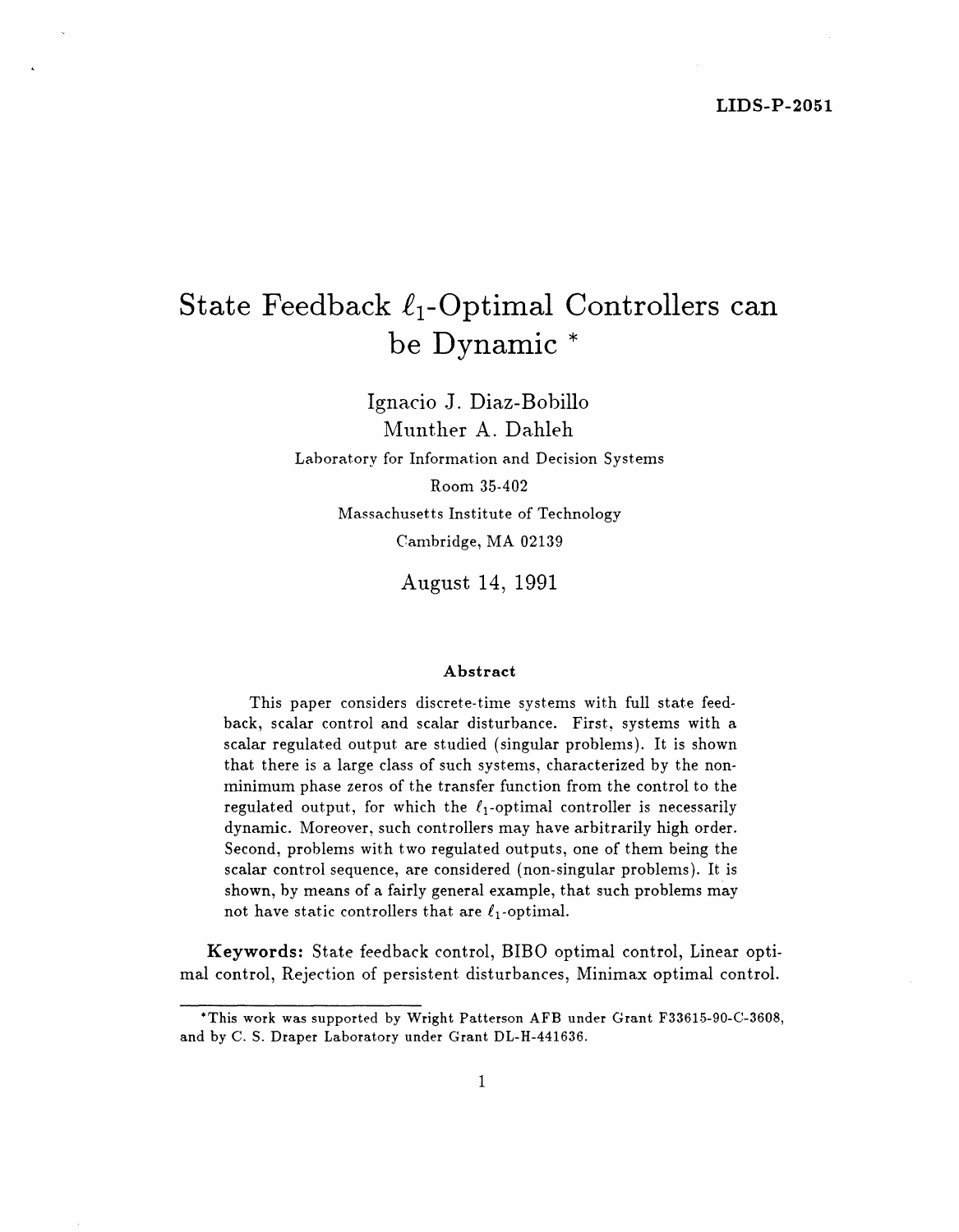LIDS-P-2051

# State Feedback $\ell_1$-Optimal Controllers can be Dynamic *

Ignacio J. Diaz-Bobillo
Munther A. Dahleh

Laboratory for Information and Decision Systems
Room 35-402
Massachusetts Institute of Technology
Cambridge, MA 02139

August 14, 1991

### Abstract

This paper considers discrete-time systems with full state feedback, scalar control and scalar disturbance. First, systems with a scalar regulated output are studied (singular problems). It is shown that there is a large class of such systems, characterized by the non-minimum phase zeros of the transfer function from the control to the regulated output, for which the $\ell_1$-optimal controller is necessarily dynamic. Moreover, such controllers may have arbitrarily high order. Second, problems with two regulated outputs, one of them being the scalar control sequence, are considered (non-singular problems). It is shown, by means of a fairly general example, that such problems may not have static controllers that are $\ell_1$-optimal.

**Keywords:** State feedback control, BIBO optimal control, Linear optimal control, Rejection of persistent disturbances, Minimax optimal control.

*This work was supported by Wright Patterson AFB under Grant F33615-90-C-3608, and by C. S. Draper Laboratory under Grant DL-H-441636.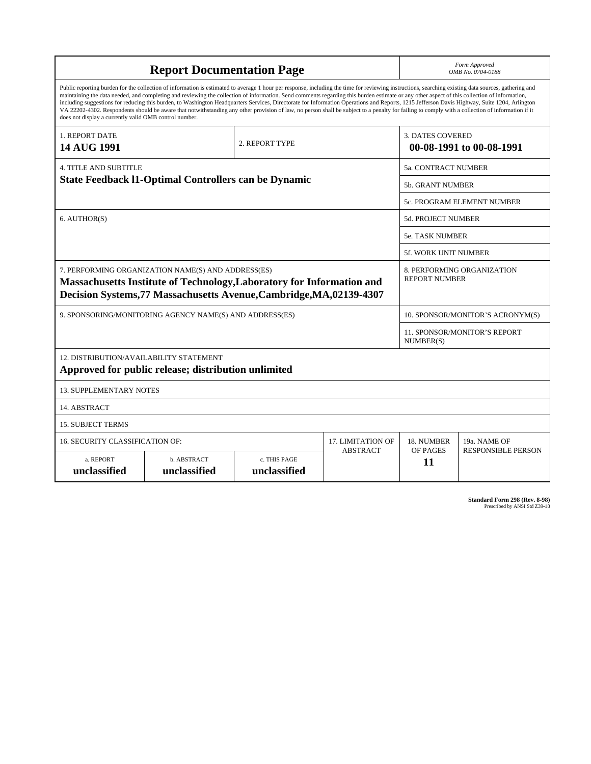# Report Documentation Page

*Form Approved*
*OMB No. 0704-0188*

Public reporting burden for the collection of information is estimated to average 1 hour per response, including the time for reviewing instructions, searching existing data sources, gathering and maintaining the data needed, and completing and reviewing the collection of information. Send comments regarding this burden estimate or any other aspect of this collection of information, including suggestions for reducing this burden, to Washington Headquarters Services, Directorate for Information Operations and Reports, 1215 Jefferson Davis Highway, Suite 1204, Arlington VA 22202-4302. Respondents should be aware that notwithstanding any other provision of law, no person shall be subject to a penalty for failing to comply with a collection of information if it does not display a currently valid OMB control number.

| 1. REPORT DATE | 2. REPORT TYPE | 3. DATES COVERED |
|---|---|---|
| **14 AUG 1991** | | **00-08-1991 to 00-08-1991** |

| 4. TITLE AND SUBTITLE | |
|---|---|
| **State Feedback l1-Optimal Controllers can be Dynamic** | 5a. CONTRACT NUMBER |
| | 5b. GRANT NUMBER |
| | 5c. PROGRAM ELEMENT NUMBER |
| 6. AUTHOR(S) | 5d. PROJECT NUMBER |
| | 5e. TASK NUMBER |
| | 5f. WORK UNIT NUMBER |
| 7. PERFORMING ORGANIZATION NAME(S) AND ADDRESS(ES) **Massachusetts Institute of Technology,Laboratory for Information and Decision Systems,77 Massachusetts Avenue,Cambridge,MA,02139-4307** | 8. PERFORMING ORGANIZATION REPORT NUMBER |
| 9. SPONSORING/MONITORING AGENCY NAME(S) AND ADDRESS(ES) | 10. SPONSOR/MONITOR'S ACRONYM(S) |
| | 11. SPONSOR/MONITOR'S REPORT NUMBER(S) |

12. DISTRIBUTION/AVAILABILITY STATEMENT
**Approved for public release; distribution unlimited**

13. SUPPLEMENTARY NOTES

14. ABSTRACT

15. SUBJECT TERMS

| 16. SECURITY CLASSIFICATION OF: | | | 17. LIMITATION OF ABSTRACT | 18. NUMBER OF PAGES | 19a. NAME OF RESPONSIBLE PERSON |
|---|---|---|---|---|---|
| a. REPORT **unclassified** | b. ABSTRACT **unclassified** | c. THIS PAGE **unclassified** | | **11** | |

**Standard Form 298 (Rev. 8-98)**
Prescribed by ANSI Std Z39-18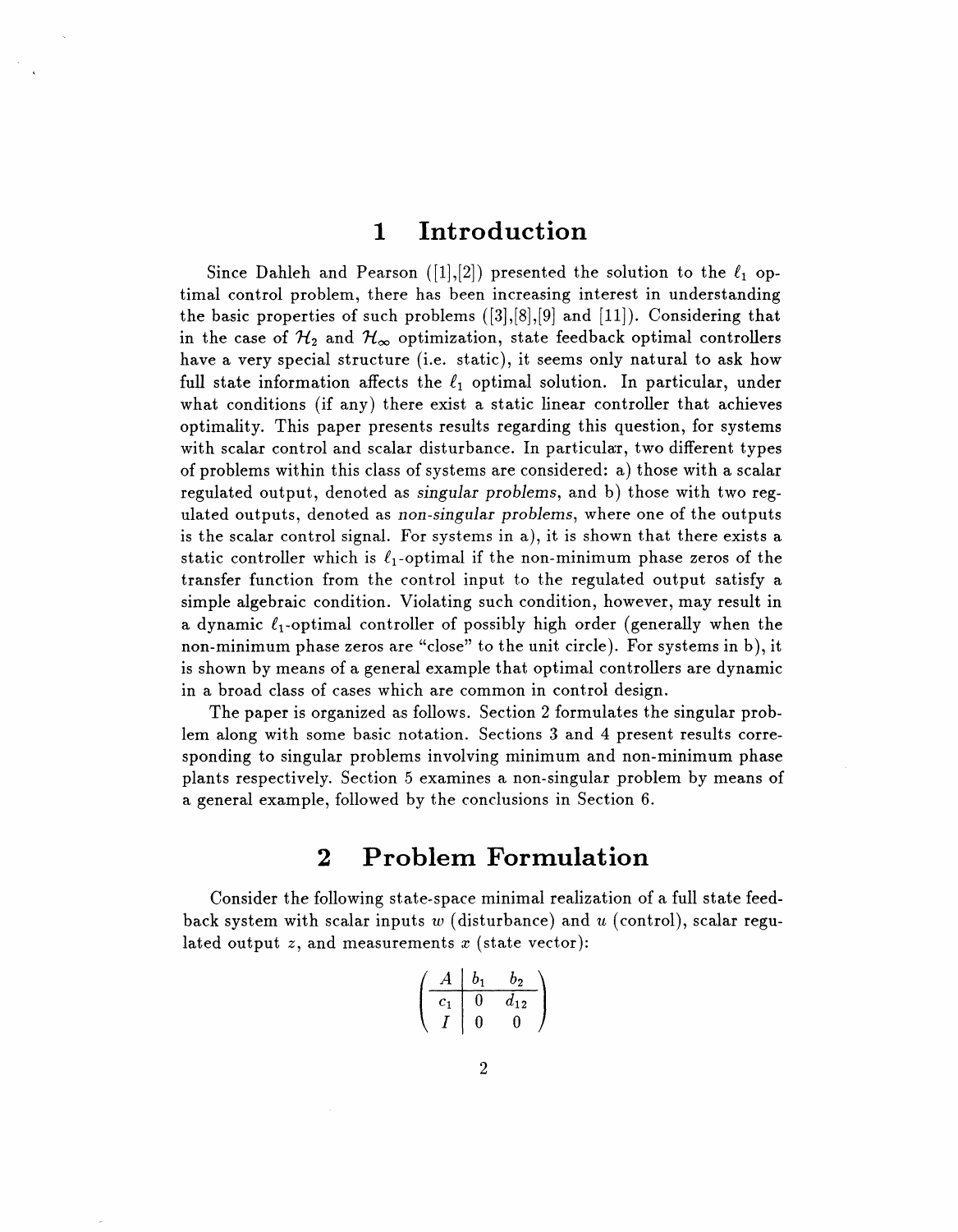# 1 Introduction

Since Dahleh and Pearson ([1],[2]) presented the solution to the $\ell_1$ optimal control problem, there has been increasing interest in understanding the basic properties of such problems ([3],[8],[9] and [11]). Considering that in the case of $\mathcal{H}_2$ and $\mathcal{H}_\infty$ optimization, state feedback optimal controllers have a very special structure (i.e. static), it seems only natural to ask how full state information affects the $\ell_1$ optimal solution. In particular, under what conditions (if any) there exist a static linear controller that achieves optimality. This paper presents results regarding this question, for systems with scalar control and scalar disturbance. In particular, two different types of problems within this class of systems are considered: a) those with a scalar regulated output, denoted as *singular problems*, and b) those with two regulated outputs, denoted as *non-singular problems*, where one of the outputs is the scalar control signal. For systems in a), it is shown that there exists a static controller which is $\ell_1$-optimal if the non-minimum phase zeros of the transfer function from the control input to the regulated output satisfy a simple algebraic condition. Violating such condition, however, may result in a dynamic $\ell_1$-optimal controller of possibly high order (generally when the non-minimum phase zeros are "close" to the unit circle). For systems in b), it is shown by means of a general example that optimal controllers are dynamic in a broad class of cases which are common in control design.

The paper is organized as follows. Section 2 formulates the singular problem along with some basic notation. Sections 3 and 4 present results corresponding to singular problems involving minimum and non-minimum phase plants respectively. Section 5 examines a non-singular problem by means of a general example, followed by the conclusions in Section 6.

# 2 Problem Formulation

Consider the following state-space minimal realization of a full state feedback system with scalar inputs $w$ (disturbance) and $u$ (control), scalar regulated output $z$, and measurements $x$ (state vector):

$$\left(\begin{array}{c|cc} A & b_1 & b_2 \\ \hline c_1 & 0 & d_{12} \\ I & 0 & 0 \end{array}\right)$$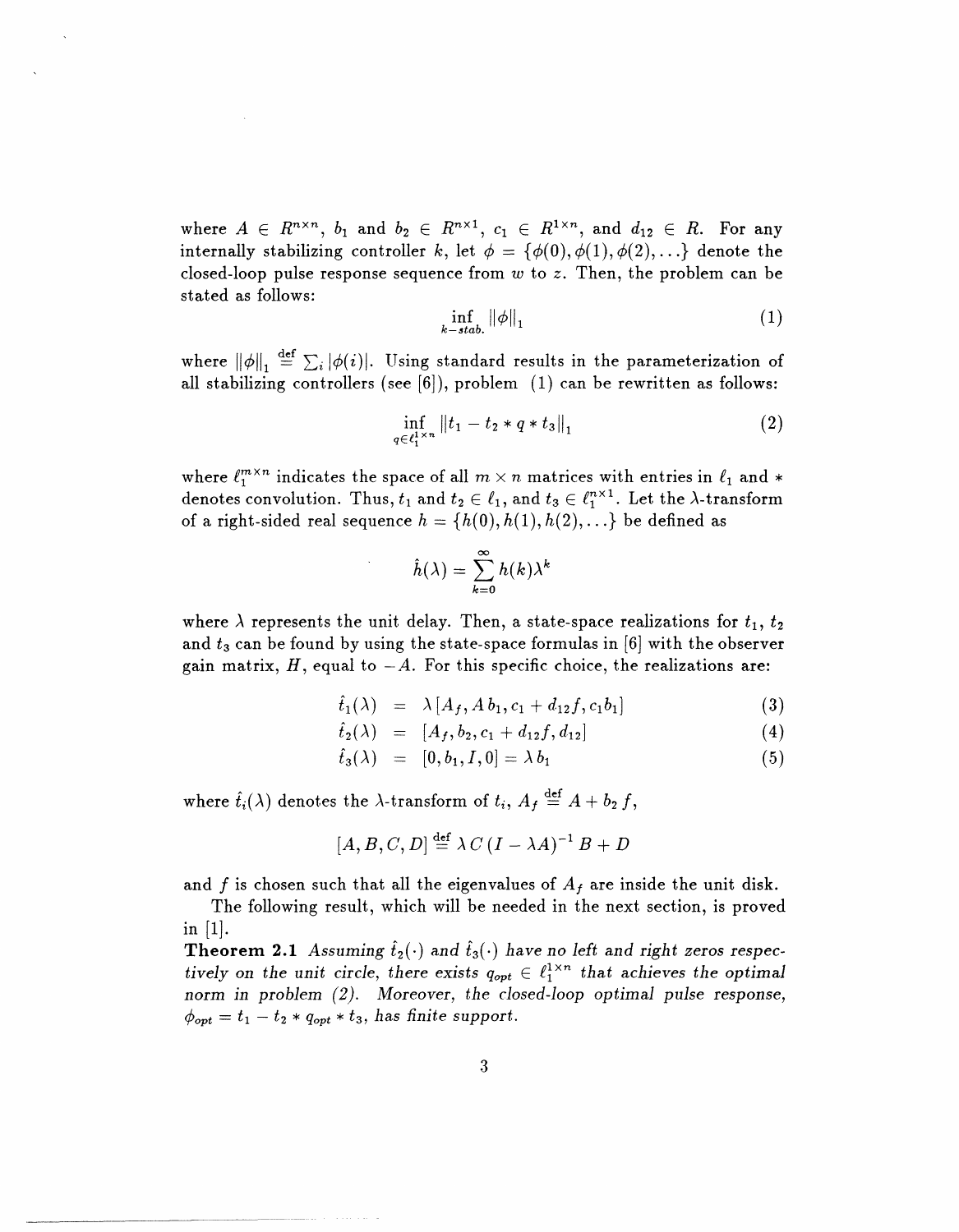where $A \in R^{n\times n}$, $b_1$ and $b_2 \in R^{n\times 1}$, $c_1 \in R^{1\times n}$, and $d_{12} \in R$. For any internally stabilizing controller $k$, let $\phi = \{\phi(0), \phi(1), \phi(2), \ldots\}$ denote the closed-loop pulse response sequence from $w$ to $z$. Then, the problem can be stated as follows:

$$\inf_{k-stab.} \|\phi\|_1 \tag{1}$$

where $\|\phi\|_1 \stackrel{\text{def}}{=} \sum_i |\phi(i)|$. Using standard results in the parameterization of all stabilizing controllers (see [6]), problem (1) can be rewritten as follows:

$$\inf_{q\in \ell_1^{1\times n}} \|t_1 - t_2 * q * t_3\|_1 \tag{2}$$

where $\ell_1^{m\times n}$ indicates the space of all $m \times n$ matrices with entries in $\ell_1$ and $*$ denotes convolution. Thus, $t_1$ and $t_2 \in \ell_1$, and $t_3 \in \ell_1^{n\times 1}$. Let the $\lambda$-transform of a right-sided real sequence $h = \{h(0), h(1), h(2), \ldots\}$ be defined as

$$\hat{h}(\lambda) = \sum_{k=0}^{\infty} h(k)\lambda^k$$

where $\lambda$ represents the unit delay. Then, a state-space realizations for $t_1$, $t_2$ and $t_3$ can be found by using the state-space formulas in [6] with the observer gain matrix, $H$, equal to $-A$. For this specific choice, the realizations are:

$$\hat{t}_1(\lambda) = \lambda\,[A_f, A\,b_1, c_1 + d_{12}f, c_1 b_1] \tag{3}$$

$$\hat{t}_2(\lambda) = [A_f, b_2, c_1 + d_{12}f, d_{12}] \tag{4}$$

$$\hat{t}_3(\lambda) = [0, b_1, I, 0] = \lambda\, b_1 \tag{5}$$

where $\hat{t}_i(\lambda)$ denotes the $\lambda$-transform of $t_i$, $A_f \stackrel{\text{def}}{=} A + b_2\, f$,

$$[A, B, C, D] \stackrel{\text{def}}{=} \lambda\, C\,(I - \lambda A)^{-1}\, B + D$$

and $f$ is chosen such that all the eigenvalues of $A_f$ are inside the unit disk.

The following result, which will be needed in the next section, is proved in [1].

**Theorem 2.1** *Assuming $\hat{t}_2(\cdot)$ and $\hat{t}_3(\cdot)$ have no left and right zeros respectively on the unit circle, there exists $q_{opt} \in \ell_1^{1\times n}$ that achieves the optimal norm in problem (2). Moreover, the closed-loop optimal pulse response, $\phi_{opt} = t_1 - t_2 * q_{opt} * t_3$, has finite support.*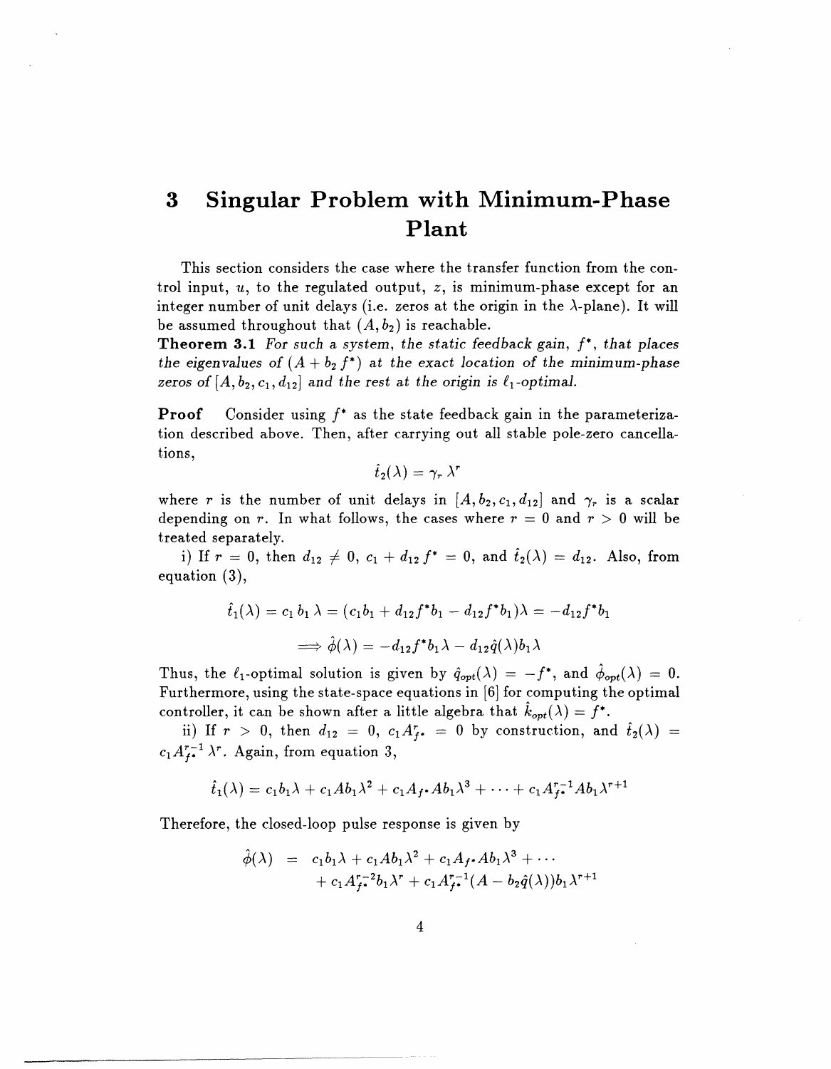# 3 Singular Problem with Minimum-Phase Plant

This section considers the case where the transfer function from the control input, $u$, to the regulated output, $z$, is minimum-phase except for an integer number of unit delays (i.e. zeros at the origin in the $\lambda$-plane). It will be assumed throughout that $(A, b_2)$ is reachable.

**Theorem 3.1** *For such a system, the static feedback gain, $f^*$, that places the eigenvalues of $(A + b_2 f^*)$ at the exact location of the minimum-phase zeros of $[A, b_2, c_1, d_{12}]$ and the rest at the origin is $\ell_1$-optimal.*

**Proof** Consider using $f^*$ as the state feedback gain in the parameterization described above. Then, after carrying out all stable pole-zero cancellations,

$$\hat{t}_2(\lambda) = \gamma_r \lambda^r$$

where $r$ is the number of unit delays in $[A, b_2, c_1, d_{12}]$ and $\gamma_r$ is a scalar depending on $r$. In what follows, the cases where $r = 0$ and $r > 0$ will be treated separately.

i) If $r = 0$, then $d_{12} \neq 0$, $c_1 + d_{12} f^* = 0$, and $\hat{t}_2(\lambda) = d_{12}$. Also, from equation (3),

$$\hat{t}_1(\lambda) = c_1 b_1 \lambda = (c_1 b_1 + d_{12} f^* b_1 - d_{12} f^* b_1)\lambda = -d_{12} f^* b_1$$

$$\Longrightarrow \hat{\phi}(\lambda) = -d_{12} f^* b_1 \lambda - d_{12} \hat{q}(\lambda) b_1 \lambda$$

Thus, the $\ell_1$-optimal solution is given by $\hat{q}_{opt}(\lambda) = -f^*$, and $\hat{\phi}_{opt}(\lambda) = 0$. Furthermore, using the state-space equations in [6] for computing the optimal controller, it can be shown after a little algebra that $\hat{k}_{opt}(\lambda) = f^*$.

ii) If $r > 0$, then $d_{12} = 0$, $c_1 A_{f^*}^r = 0$ by construction, and $\hat{t}_2(\lambda) = c_1 A_{f^*}^{r-1} \lambda^r$. Again, from equation 3,

$$\hat{t}_1(\lambda) = c_1 b_1 \lambda + c_1 A b_1 \lambda^2 + c_1 A_{f^*} A b_1 \lambda^3 + \cdots + c_1 A_{f^*}^{r-1} A b_1 \lambda^{r+1}$$

Therefore, the closed-loop pulse response is given by

$$\begin{aligned}
\hat{\phi}(\lambda) &= c_1 b_1 \lambda + c_1 A b_1 \lambda^2 + c_1 A_{f^*} A b_1 \lambda^3 + \cdots \\
&\quad + c_1 A_{f^*}^{r-2} b_1 \lambda^r + c_1 A_{f^*}^{r-1} (A - b_2 \hat{q}(\lambda)) b_1 \lambda^{r+1}
\end{aligned}$$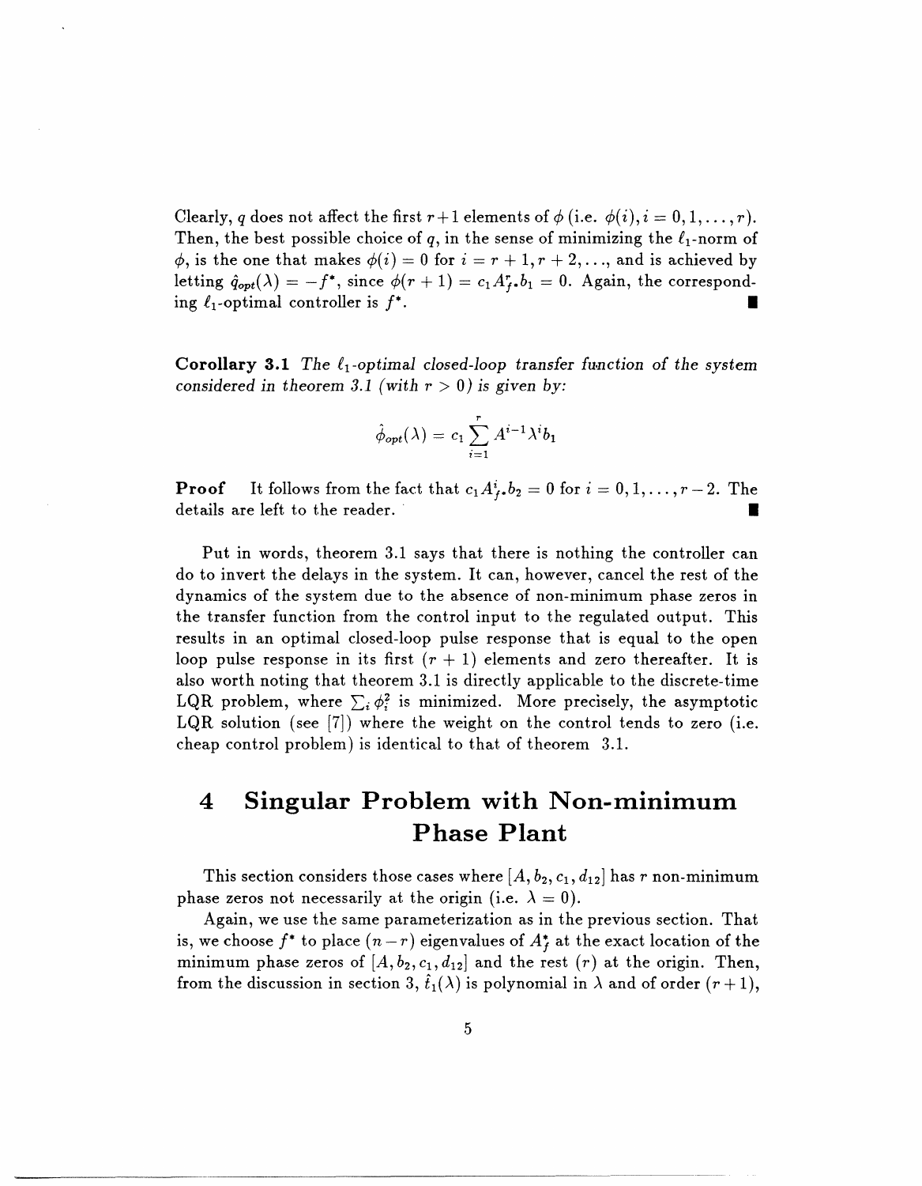Clearly, $q$ does not affect the first $r+1$ elements of $\phi$ (i.e. $\phi(i), i = 0, 1, \ldots, r$). Then, the best possible choice of $q$, in the sense of minimizing the $\ell_1$-norm of $\phi$, is the one that makes $\phi(i) = 0$ for $i = r+1, r+2, \ldots$, and is achieved by letting $\hat{q}_{opt}(\lambda) = -f^*$, since $\phi(r+1) = c_1 A_{f^*}^r b_1 = 0$. Again, the corresponding $\ell_1$-optimal controller is $f^*$. ∎

**Corollary 3.1** *The $\ell_1$-optimal closed-loop transfer function of the system considered in theorem 3.1 (with $r > 0$) is given by:*

$$\hat{\phi}_{opt}(\lambda) = c_1 \sum_{i=1}^{r} A^{i-1} \lambda^i b_1$$

**Proof** It follows from the fact that $c_1 A_{f^*}^i b_2 = 0$ for $i = 0, 1, \ldots, r-2$. The details are left to the reader. ∎

Put in words, theorem 3.1 says that there is nothing the controller can do to invert the delays in the system. It can, however, cancel the rest of the dynamics of the system due to the absence of non-minimum phase zeros in the transfer function from the control input to the regulated output. This results in an optimal closed-loop pulse response that is equal to the open loop pulse response in its first $(r+1)$ elements and zero thereafter. It is also worth noting that theorem 3.1 is directly applicable to the discrete-time LQR problem, where $\sum_i \phi_i^2$ is minimized. More precisely, the asymptotic LQR solution (see [7]) where the weight on the control tends to zero (i.e. cheap control problem) is identical to that of theorem 3.1.

# 4 Singular Problem with Non-minimum Phase Plant

This section considers those cases where $[A, b_2, c_1, d_{12}]$ has $r$ non-minimum phase zeros not necessarily at the origin (i.e. $\lambda = 0$).

Again, we use the same parameterization as in the previous section. That is, we choose $f^*$ to place $(n-r)$ eigenvalues of $A_{f}^*$ at the exact location of the minimum phase zeros of $[A, b_2, c_1, d_{12}]$ and the rest $(r)$ at the origin. Then, from the discussion in section 3, $\hat{t}_1(\lambda)$ is polynomial in $\lambda$ and of order $(r+1)$,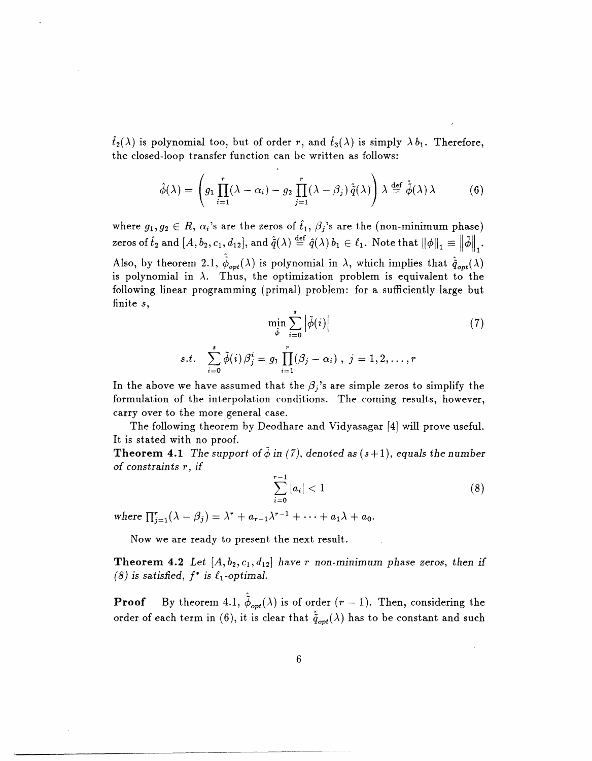$\hat{t}_2(\lambda)$ is polynomial too, but of order $r$, and $\hat{t}_3(\lambda)$ is simply $\lambda\, b_1$. Therefore, the closed-loop transfer function can be written as follows:

$$\hat{\phi}(\lambda) = \left( g_1 \prod_{i=1}^{r}(\lambda - \alpha_i) - g_2 \prod_{j=1}^{r}(\lambda - \beta_j)\, \hat{\tilde{q}}(\lambda) \right) \lambda \stackrel{\text{def}}{=} \hat{\tilde{\phi}}(\lambda)\, \lambda \tag{6}$$

where $g_1, g_2 \in R$, $\alpha_i$'s are the zeros of $\hat{t}_1$, $\beta_j$'s are the (non-minimum phase) zeros of $\hat{t}_2$ and $[A, b_2, c_1, d_{12}]$, and $\hat{\tilde{q}}(\lambda) \stackrel{\text{def}}{=} \hat{q}(\lambda)\, b_1 \in \ell_1$. Note that $\|\phi\|_1 \equiv \left\|\tilde{\phi}\right\|_1$. Also, by theorem 2.1, $\hat{\tilde{\phi}}_{opt}(\lambda)$ is polynomial in $\lambda$, which implies that $\hat{\tilde{q}}_{opt}(\lambda)$ is polynomial in $\lambda$. Thus, the optimization problem is equivalent to the following linear programming (primal) problem: for a sufficiently large but finite $s$,

$$\min_{\tilde{\phi}} \sum_{i=0}^{s} \left|\tilde{\phi}(i)\right| \tag{7}$$

$$s.t. \quad \sum_{i=0}^{s} \tilde{\phi}(i)\, \beta_j^i = g_1 \prod_{i=1}^{r} (\beta_j - \alpha_i)\ ,\ j = 1, 2, \ldots, r$$

In the above we have assumed that the $\beta_j$'s are simple zeros to simplify the formulation of the interpolation conditions. The coming results, however, carry over to the more general case.

The following theorem by Deodhare and Vidyasagar [4] will prove useful. It is stated with no proof.

**Theorem 4.1** *The support of $\tilde{\phi}$ in (7), denoted as $(s+1)$, equals the number of constraints $r$, if*

$$\sum_{i=0}^{r-1} |a_i| < 1 \tag{8}$$

*where $\prod_{j=1}^{r}(\lambda - \beta_j) = \lambda^r + a_{r-1}\lambda^{r-1} + \cdots + a_1\lambda + a_0$.*

Now we are ready to present the next result.

**Theorem 4.2** *Let $[A, b_2, c_1, d_{12}]$ have $r$ non-minimum phase zeros, then if (8) is satisfied, $f^*$ is $\ell_1$-optimal.*

**Proof** By theorem 4.1, $\hat{\tilde{\phi}}_{opt}(\lambda)$ is of order $(r-1)$. Then, considering the order of each term in (6), it is clear that $\hat{\tilde{q}}_{opt}(\lambda)$ has to be constant and such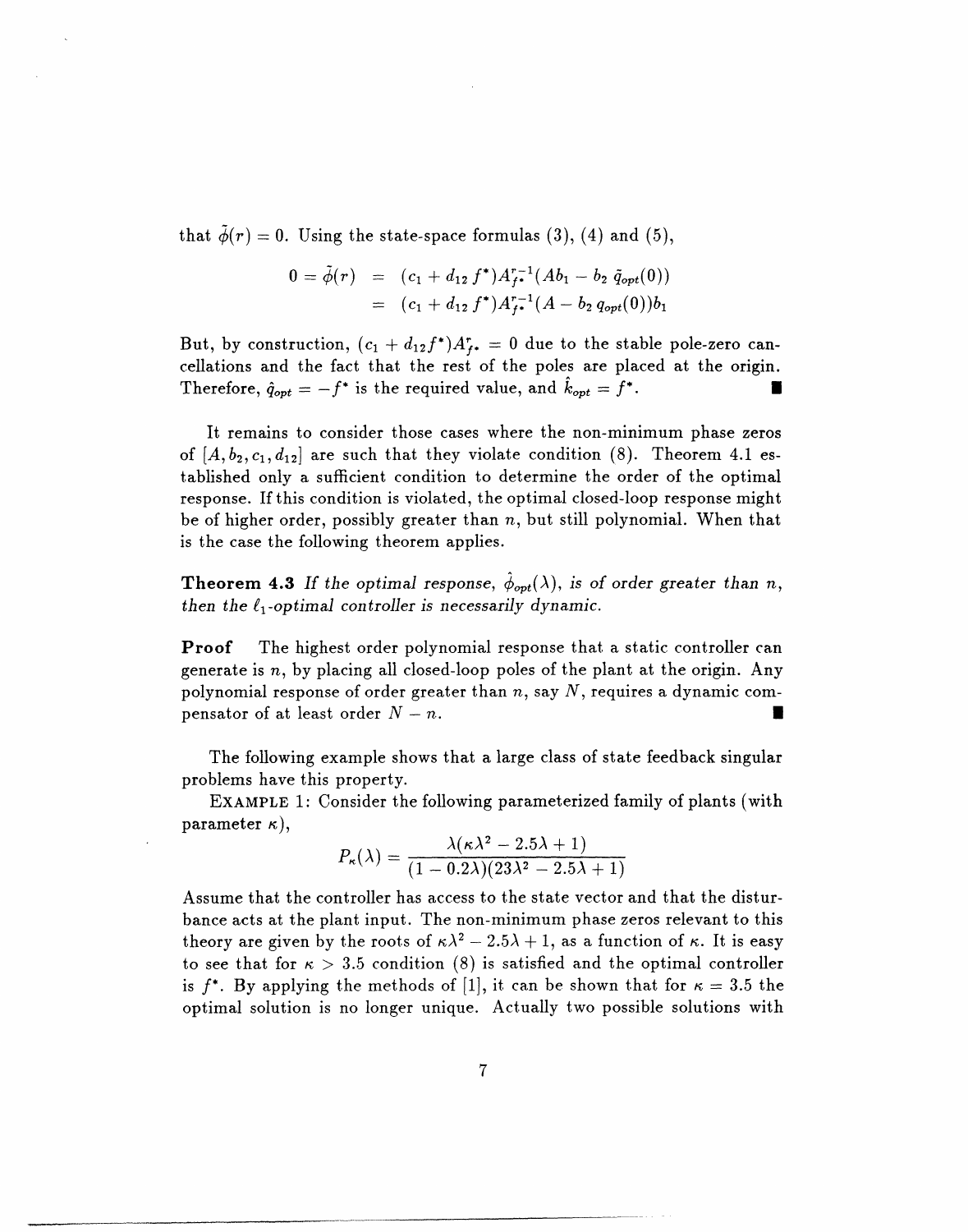that $\tilde{\phi}(r) = 0$. Using the state-space formulas (3), (4) and (5),

$$\begin{aligned} 0 = \tilde{\phi}(r) &= (c_1 + d_{12}\, f^*) A_{f^*}^{r-1} (A b_1 - b_2\, \tilde{q}_{opt}(0)) \\ &= (c_1 + d_{12}\, f^*) A_{f^*}^{r-1} (A - b_2\, q_{opt}(0)) b_1 \end{aligned}$$

But, by construction, $(c_1 + d_{12} f^*) A_{f^*}^{r} = 0$ due to the stable pole-zero cancellations and the fact that the rest of the poles are placed at the origin. Therefore, $\hat{q}_{opt} = -f^*$ is the required value, and $\hat{k}_{opt} = f^*$. ∎

It remains to consider those cases where the non-minimum phase zeros of $[A, b_2, c_1, d_{12}]$ are such that they violate condition (8). Theorem 4.1 established only a sufficient condition to determine the order of the optimal response. If this condition is violated, the optimal closed-loop response might be of higher order, possibly greater than $n$, but still polynomial. When that is the case the following theorem applies.

**Theorem 4.3** *If the optimal response, $\hat{\phi}_{opt}(\lambda)$, is of order greater than $n$, then the $\ell_1$-optimal controller is necessarily dynamic.*

**Proof** The highest order polynomial response that a static controller can generate is $n$, by placing all closed-loop poles of the plant at the origin. Any polynomial response of order greater than $n$, say $N$, requires a dynamic compensator of at least order $N - n$. ∎

The following example shows that a large class of state feedback singular problems have this property.

EXAMPLE 1: Consider the following parameterized family of plants (with parameter $\kappa$),

$$P_\kappa(\lambda) = \frac{\lambda(\kappa\lambda^2 - 2.5\lambda + 1)}{(1 - 0.2\lambda)(23\lambda^2 - 2.5\lambda + 1)}$$

Assume that the controller has access to the state vector and that the disturbance acts at the plant input. The non-minimum phase zeros relevant to this theory are given by the roots of $\kappa\lambda^2 - 2.5\lambda + 1$, as a function of $\kappa$. It is easy to see that for $\kappa > 3.5$ condition (8) is satisfied and the optimal controller is $f^*$. By applying the methods of [1], it can be shown that for $\kappa = 3.5$ the optimal solution is no longer unique. Actually two possible solutions with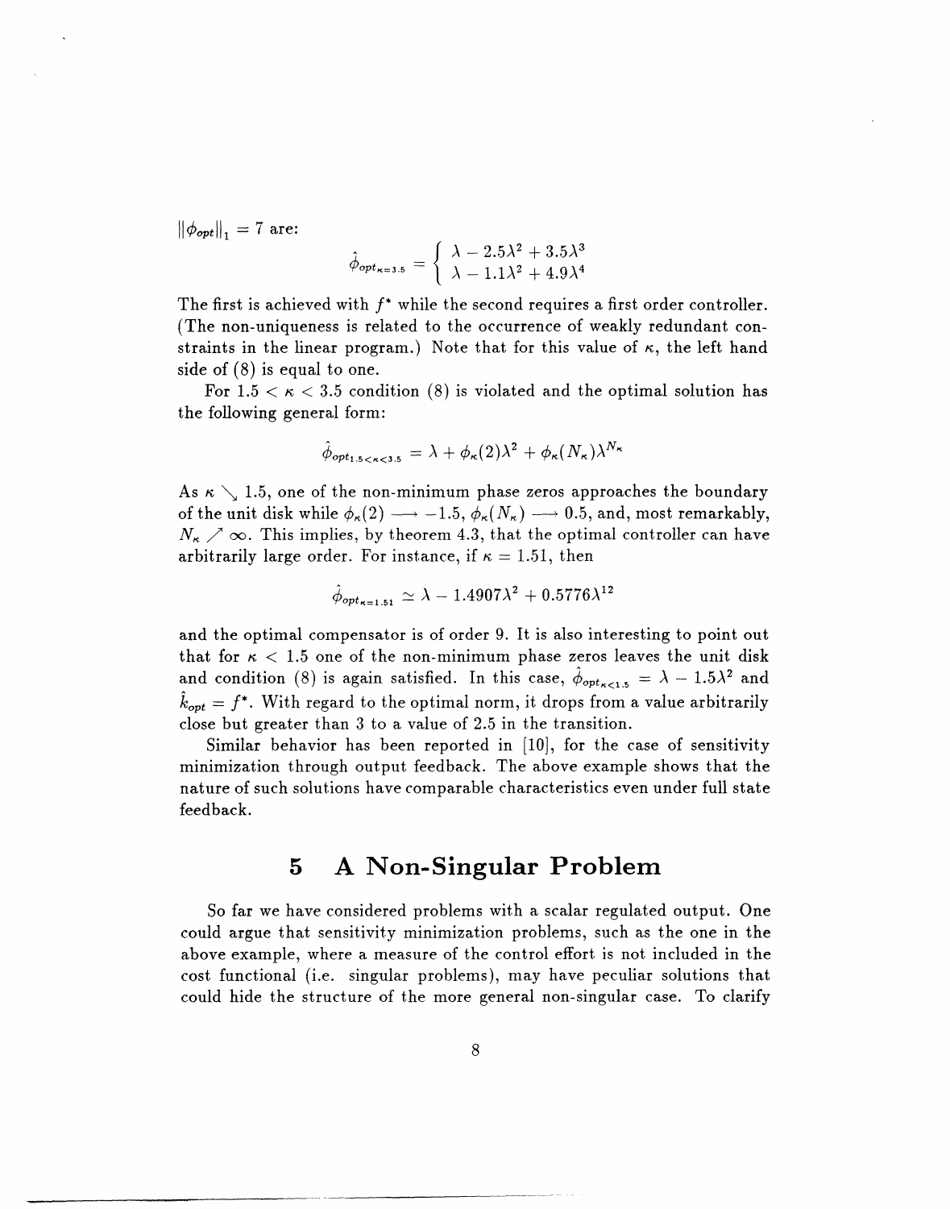$\|\phi_{opt}\|_1 = 7$ are:

$$\hat{\phi}_{opt_{\kappa=3.5}} = \begin{cases} \lambda - 2.5\lambda^2 + 3.5\lambda^3 \\ \lambda - 1.1\lambda^2 + 4.9\lambda^4 \end{cases}$$

The first is achieved with $f^*$ while the second requires a first order controller. (The non-uniqueness is related to the occurrence of weakly redundant constraints in the linear program.) Note that for this value of $\kappa$, the left hand side of (8) is equal to one.

For $1.5 < \kappa < 3.5$ condition (8) is violated and the optimal solution has the following general form:

$$\hat{\phi}_{opt_{1.5<\kappa<3.5}} = \lambda + \phi_\kappa(2)\lambda^2 + \phi_\kappa(N_\kappa)\lambda^{N_\kappa}$$

As $\kappa \searrow 1.5$, one of the non-minimum phase zeros approaches the boundary of the unit disk while $\phi_\kappa(2) \longrightarrow -1.5$, $\phi_\kappa(N_\kappa) \longrightarrow 0.5$, and, most remarkably, $N_\kappa \nearrow \infty$. This implies, by theorem 4.3, that the optimal controller can have arbitrarily large order. For instance, if $\kappa = 1.51$, then

$$\hat{\phi}_{opt_{\kappa=1.51}} \simeq \lambda - 1.4907\lambda^2 + 0.5776\lambda^{12}$$

and the optimal compensator is of order 9. It is also interesting to point out that for $\kappa < 1.5$ one of the non-minimum phase zeros leaves the unit disk and condition (8) is again satisfied. In this case, $\hat{\phi}_{opt_{\kappa<1.5}} = \lambda - 1.5\lambda^2$ and $\hat{k}_{opt} = f^*$. With regard to the optimal norm, it drops from a value arbitrarily close but greater than 3 to a value of 2.5 in the transition.

Similar behavior has been reported in [10], for the case of sensitivity minimization through output feedback. The above example shows that the nature of such solutions have comparable characteristics even under full state feedback.

# 5 A Non-Singular Problem

So far we have considered problems with a scalar regulated output. One could argue that sensitivity minimization problems, such as the one in the above example, where a measure of the control effort is not included in the cost functional (i.e. singular problems), may have peculiar solutions that could hide the structure of the more general non-singular case. To clarify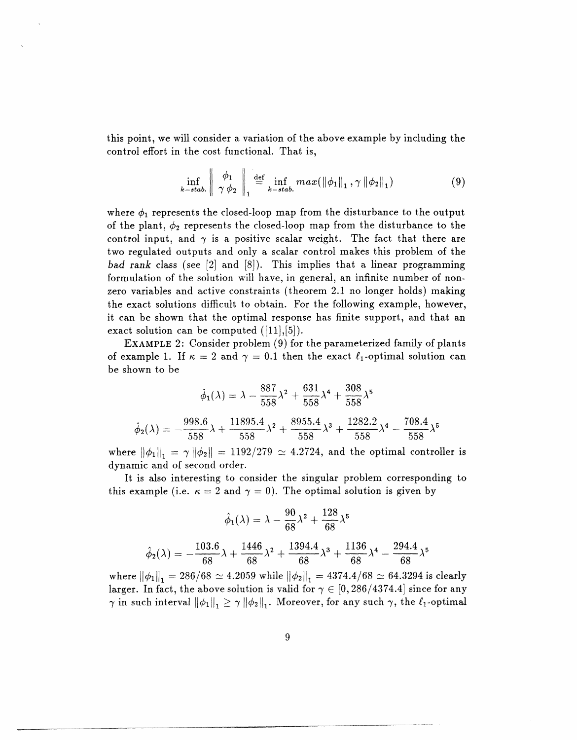this point, we will consider a variation of the above example by including the control effort in the cost functional. That is,

$$\inf_{k-stab.} \left\| \begin{array}{c} \phi_1 \\ \gamma\,\phi_2 \end{array} \right\|_1 \stackrel{\text{def}}{=} \inf_{k-stab.} max(\|\phi_1\|_1, \gamma\,\|\phi_2\|_1) \tag{9}$$

where $\phi_1$ represents the closed-loop map from the disturbance to the output of the plant, $\phi_2$ represents the closed-loop map from the disturbance to the control input, and $\gamma$ is a positive scalar weight. The fact that there are two regulated outputs and only a scalar control makes this problem of the *bad rank* class (see [2] and [8]). This implies that a linear programming formulation of the solution will have, in general, an infinite number of non-zero variables and active constraints (theorem 2.1 no longer holds) making the exact solutions difficult to obtain. For the following example, however, it can be shown that the optimal response has finite support, and that an exact solution can be computed ([11],[5]).

EXAMPLE 2: Consider problem (9) for the parameterized family of plants of example 1. If $\kappa = 2$ and $\gamma = 0.1$ then the exact $\ell_1$-optimal solution can be shown to be

$$\hat{\phi}_1(\lambda) = \lambda - \frac{887}{558}\lambda^2 + \frac{631}{558}\lambda^4 + \frac{308}{558}\lambda^5$$

$$\hat{\phi}_2(\lambda) = -\frac{998.6}{558}\lambda + \frac{11895.4}{558}\lambda^2 + \frac{8955.4}{558}\lambda^3 + \frac{1282.2}{558}\lambda^4 - \frac{708.4}{558}\lambda^5$$

where $\|\phi_1\|_1 = \gamma\,\|\phi_2\| = 1192/279 \simeq 4.2724$, and the optimal controller is dynamic and of second order.

It is also interesting to consider the singular problem corresponding to this example (i.e. $\kappa = 2$ and $\gamma = 0$). The optimal solution is given by

$$\hat{\phi}_1(\lambda) = \lambda - \frac{90}{68}\lambda^2 + \frac{128}{68}\lambda^5$$

$$\hat{\phi}_2(\lambda) = -\frac{103.6}{68}\lambda + \frac{1446}{68}\lambda^2 + \frac{1394.4}{68}\lambda^3 + \frac{1136}{68}\lambda^4 - \frac{294.4}{68}\lambda^5$$

where $\|\phi_1\|_1 = 286/68 \simeq 4.2059$ while $\|\phi_2\|_1 = 4374.4/68 \simeq 64.3294$ is clearly larger. In fact, the above solution is valid for $\gamma \in [0, 286/4374.4]$ since for any $\gamma$ in such interval $\|\phi_1\|_1 \geq \gamma\,\|\phi_2\|_1$. Moreover, for any such $\gamma$, the $\ell_1$-optimal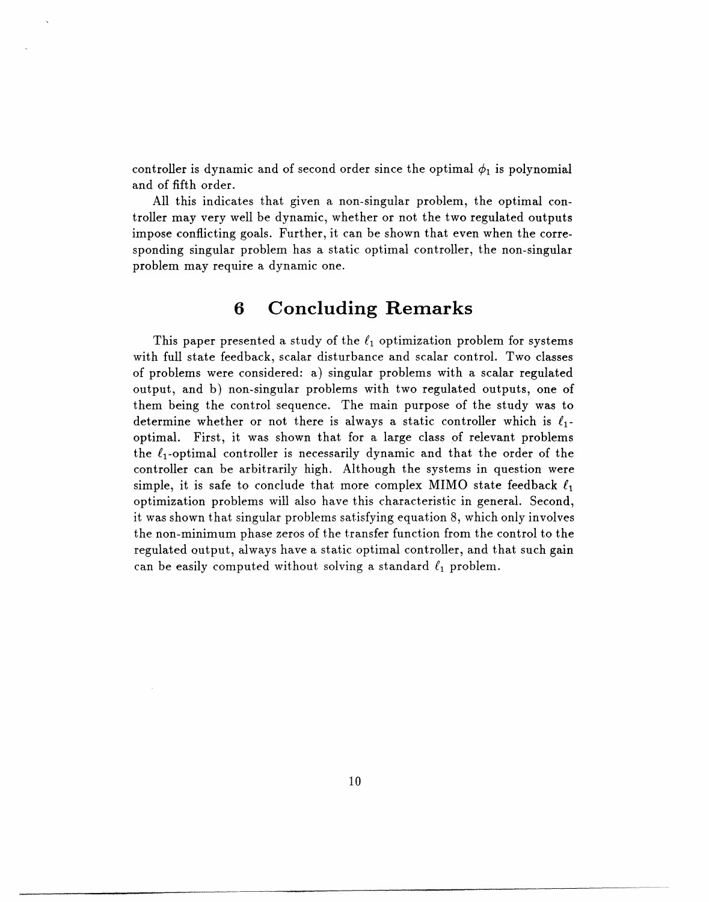controller is dynamic and of second order since the optimal $\phi_1$ is polynomial and of fifth order.

All this indicates that given a non-singular problem, the optimal controller may very well be dynamic, whether or not the two regulated outputs impose conflicting goals. Further, it can be shown that even when the corresponding singular problem has a static optimal controller, the non-singular problem may require a dynamic one.

# 6 Concluding Remarks

This paper presented a study of the $\ell_1$ optimization problem for systems with full state feedback, scalar disturbance and scalar control. Two classes of problems were considered: a) singular problems with a scalar regulated output, and b) non-singular problems with two regulated outputs, one of them being the control sequence. The main purpose of the study was to determine whether or not there is always a static controller which is $\ell_1$-optimal. First, it was shown that for a large class of relevant problems the $\ell_1$-optimal controller is necessarily dynamic and that the order of the controller can be arbitrarily high. Although the systems in question were simple, it is safe to conclude that more complex MIMO state feedback $\ell_1$ optimization problems will also have this characteristic in general. Second, it was shown that singular problems satisfying equation 8, which only involves the non-minimum phase zeros of the transfer function from the control to the regulated output, always have a static optimal controller, and that such gain can be easily computed without solving a standard $\ell_1$ problem.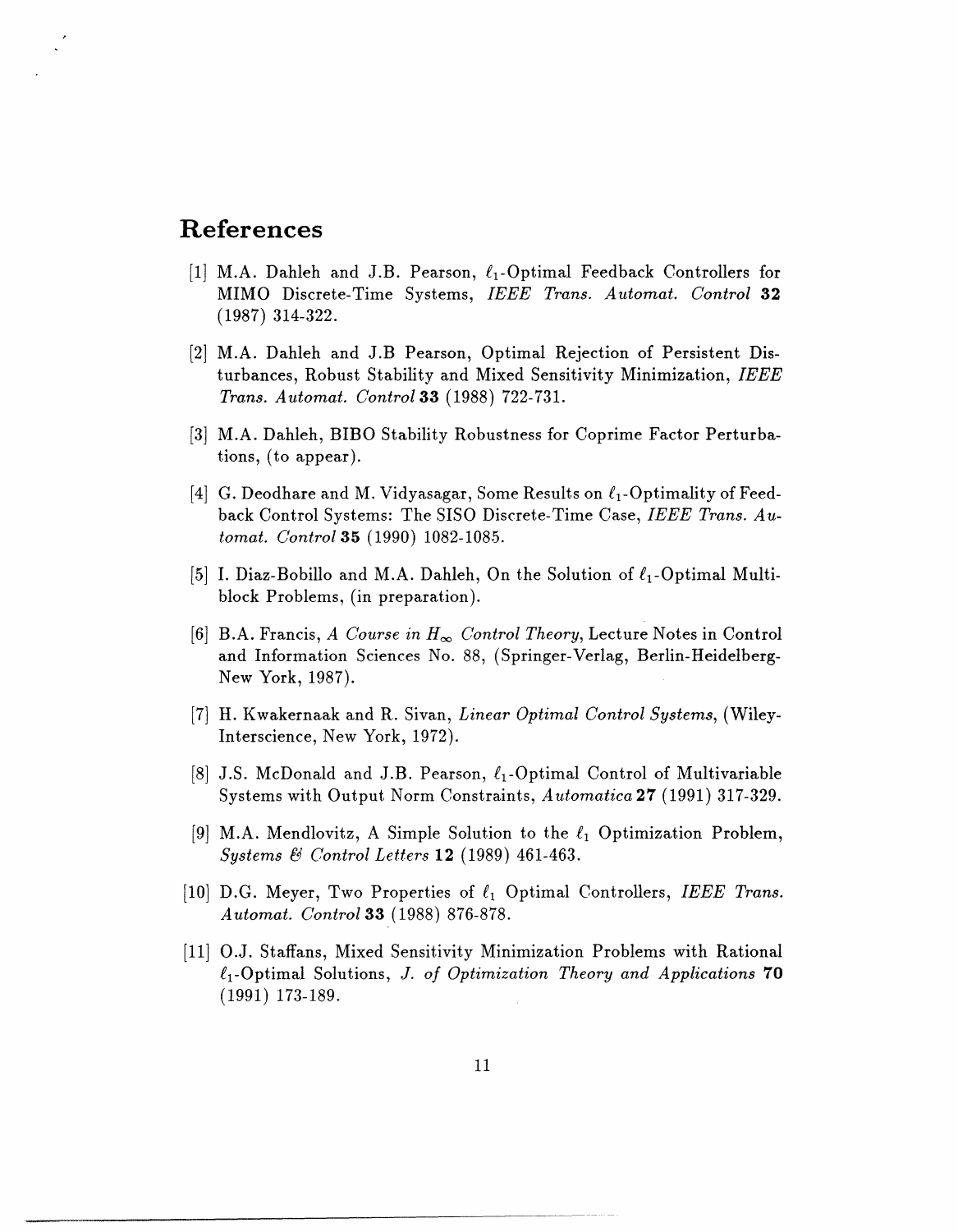# References

[1] M.A. Dahleh and J.B. Pearson, $\ell_1$-Optimal Feedback Controllers for MIMO Discrete-Time Systems, *IEEE Trans. Automat. Control* **32** (1987) 314-322.

[2] M.A. Dahleh and J.B Pearson, Optimal Rejection of Persistent Disturbances, Robust Stability and Mixed Sensitivity Minimization, *IEEE Trans. Automat. Control* **33** (1988) 722-731.

[3] M.A. Dahleh, BIBO Stability Robustness for Coprime Factor Perturbations, (to appear).

[4] G. Deodhare and M. Vidyasagar, Some Results on $\ell_1$-Optimality of Feedback Control Systems: The SISO Discrete-Time Case, *IEEE Trans. Automat. Control* **35** (1990) 1082-1085.

[5] I. Diaz-Bobillo and M.A. Dahleh, On the Solution of $\ell_1$-Optimal Multiblock Problems, (in preparation).

[6] B.A. Francis, *A Course in $H_\infty$ Control Theory*, Lecture Notes in Control and Information Sciences No. 88, (Springer-Verlag, Berlin-Heidelberg-New York, 1987).

[7] H. Kwakernaak and R. Sivan, *Linear Optimal Control Systems*, (Wiley-Interscience, New York, 1972).

[8] J.S. McDonald and J.B. Pearson, $\ell_1$-Optimal Control of Multivariable Systems with Output Norm Constraints, *Automatica* **27** (1991) 317-329.

[9] M.A. Mendlovitz, A Simple Solution to the $\ell_1$ Optimization Problem, *Systems & Control Letters* **12** (1989) 461-463.

[10] D.G. Meyer, Two Properties of $\ell_1$ Optimal Controllers, *IEEE Trans. Automat. Control* **33** (1988) 876-878.

[11] O.J. Staffans, Mixed Sensitivity Minimization Problems with Rational $\ell_1$-Optimal Solutions, *J. of Optimization Theory and Applications* **70** (1991) 173-189.